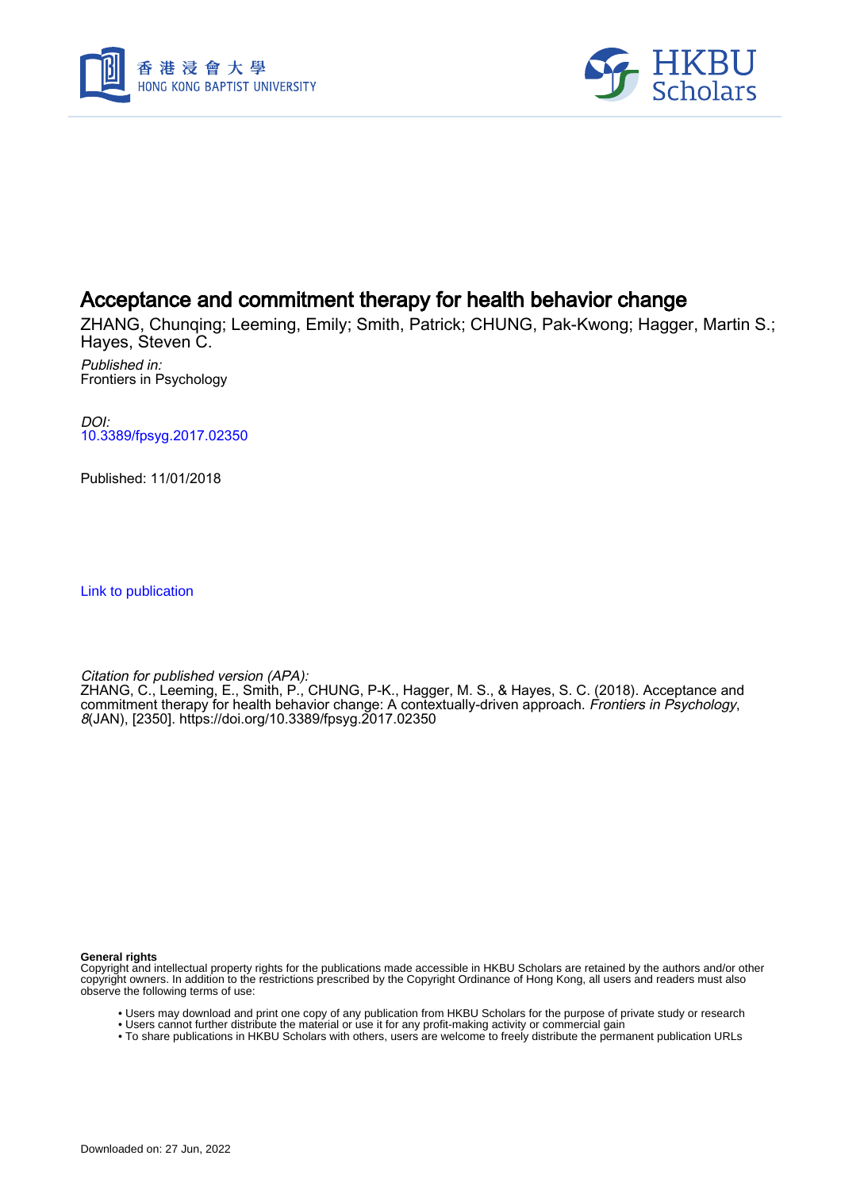# Acceptance and commitment therapy for health behavior change

ZHANG, Chunqing; Leeming, Emily; Smith, Patrick; CHUNG, Pak-Kwong; Hagger, Martin S.; Hayes, Steven C.

*Published in:*
Frontiers in Psychology

*DOI:*
10.3389/fpsyg.2017.02350

Published: 11/01/2018

Link to publication

*Citation for published version (APA):*
ZHANG, C., Leeming, E., Smith, P., CHUNG, P-K., Hagger, M. S., & Hayes, S. C. (2018). Acceptance and commitment therapy for health behavior change: A contextually-driven approach. *Frontiers in Psychology*, *8*(JAN), [2350]. https://doi.org/10.3389/fpsyg.2017.02350

**General rights**

Copyright and intellectual property rights for the publications made accessible in HKBU Scholars are retained by the authors and/or other copyright owners. In addition to the restrictions prescribed by the Copyright Ordinance of Hong Kong, all users and readers must also observe the following terms of use:

- Users may download and print one copy of any publication from HKBU Scholars for the purpose of private study or research
- Users cannot further distribute the material or use it for any profit-making activity or commercial gain
- To share publications in HKBU Scholars with others, users are welcome to freely distribute the permanent publication URLs

Downloaded on: 27 Jun, 2022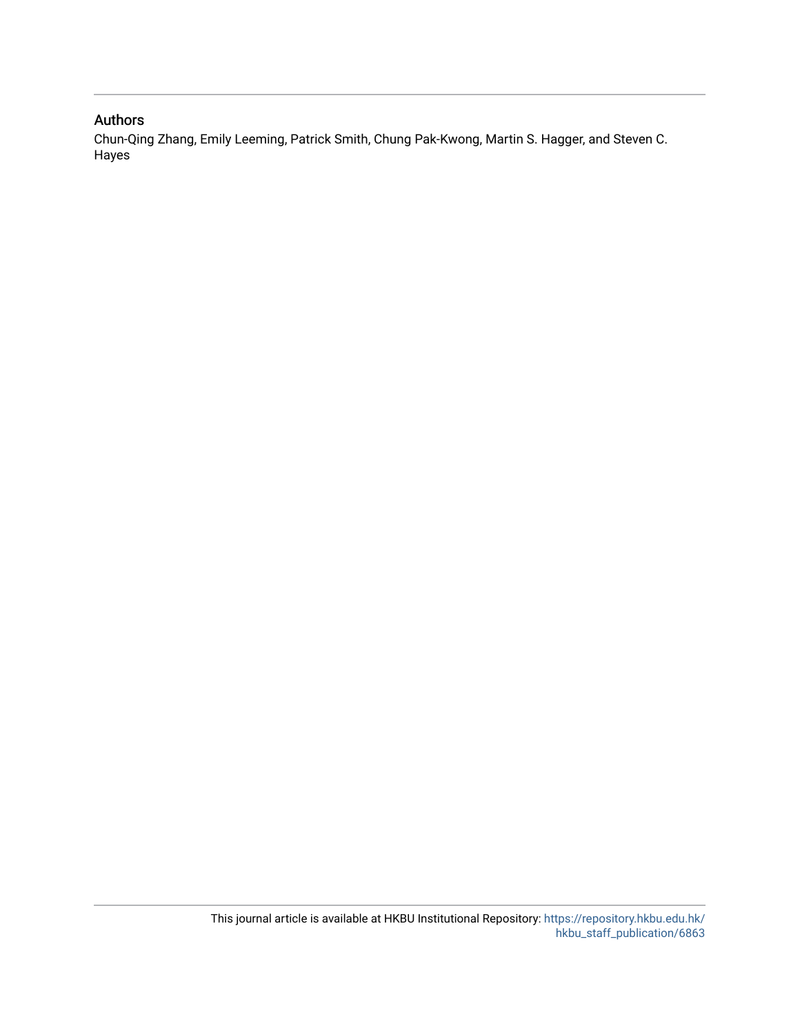## Authors

Chun-Qing Zhang, Emily Leeming, Patrick Smith, Chung Pak-Kwong, Martin S. Hagger, and Steven C. Hayes

This journal article is available at HKBU Institutional Repository: https://repository.hkbu.edu.hk/hkbu_staff_publication/6863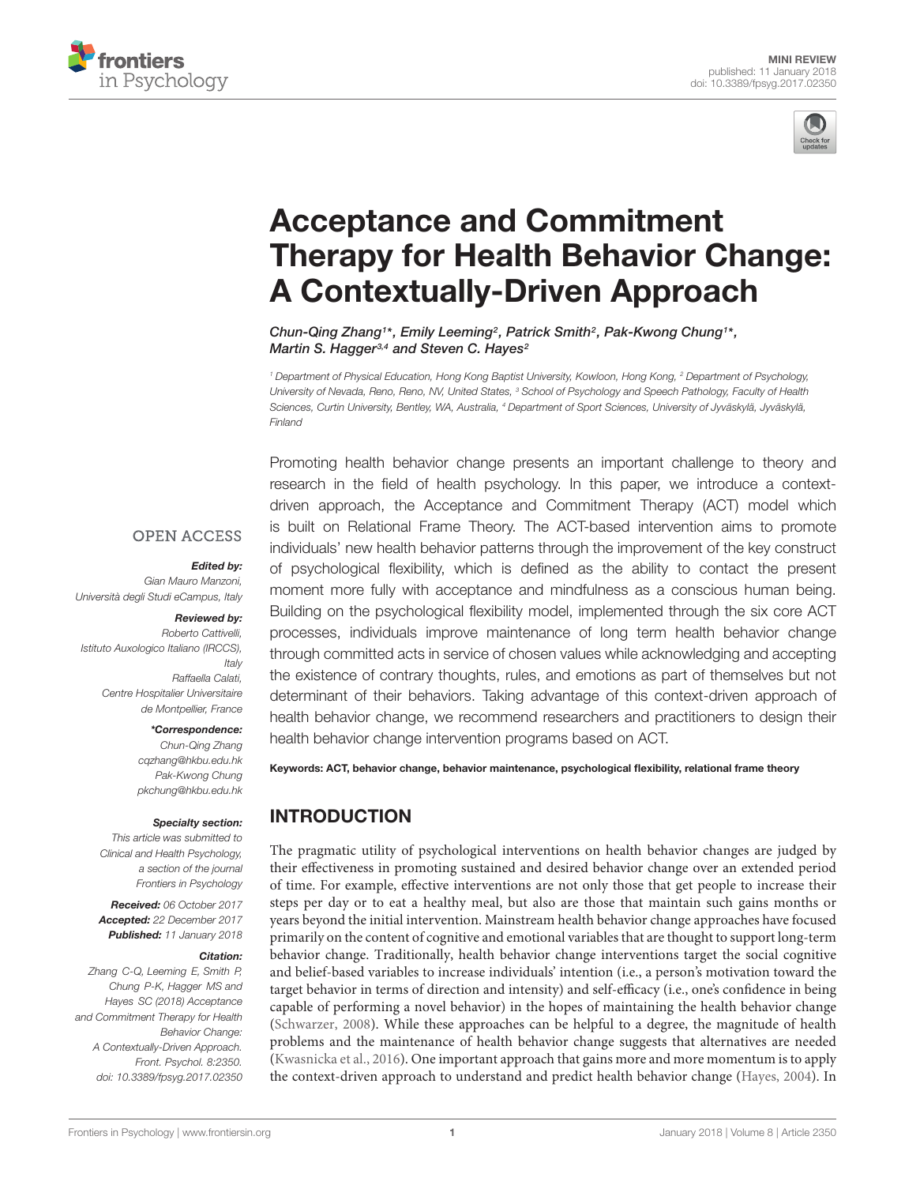# Acceptance and Commitment Therapy for Health Behavior Change: A Contextually-Driven Approach

Chun-Qing Zhang[1]*, Emily Leeming[2], Patrick Smith[2], Pak-Kwong Chung[1]*, Martin S. Hagger[3,4] and Steven C. Hayes[2]

[1] Department of Physical Education, Hong Kong Baptist University, Kowloon, Hong Kong, [2] Department of Psychology, University of Nevada, Reno, Reno, NV, United States, [3] School of Psychology and Speech Pathology, Faculty of Health Sciences, Curtin University, Bentley, WA, Australia, [4] Department of Sport Sciences, University of Jyväskylä, Jyväskylä, Finland

OPEN ACCESS

**Edited by:**
Gian Mauro Manzoni,
Università degli Studi eCampus, Italy

**Reviewed by:**
Roberto Cattivelli,
Istituto Auxologico Italiano (IRCCS), Italy
Raffaella Calati,
Centre Hospitalier Universitaire de Montpellier, France

***Correspondence:**
Chun-Qing Zhang
cqzhang@hkbu.edu.hk
Pak-Kwong Chung
pkchung@hkbu.edu.hk

**Specialty section:**
This article was submitted to Clinical and Health Psychology, a section of the journal Frontiers in Psychology

**Received:** 06 October 2017
**Accepted:** 22 December 2017
**Published:** 11 January 2018

**Citation:**
Zhang C-Q, Leeming E, Smith P, Chung P-K, Hagger MS and Hayes SC (2018) Acceptance and Commitment Therapy for Health Behavior Change: A Contextually-Driven Approach. Front. Psychol. 8:2350. doi: 10.3389/fpsyg.2017.02350

Promoting health behavior change presents an important challenge to theory and research in the field of health psychology. In this paper, we introduce a context-driven approach, the Acceptance and Commitment Therapy (ACT) model which is built on Relational Frame Theory. The ACT-based intervention aims to promote individuals' new health behavior patterns through the improvement of the key construct of psychological flexibility, which is defined as the ability to contact the present moment more fully with acceptance and mindfulness as a conscious human being. Building on the psychological flexibility model, implemented through the six core ACT processes, individuals improve maintenance of long term health behavior change through committed acts in service of chosen values while acknowledging and accepting the existence of contrary thoughts, rules, and emotions as part of themselves but not determinant of their behaviors. Taking advantage of this context-driven approach of health behavior change, we recommend researchers and practitioners to design their health behavior change intervention programs based on ACT.

**Keywords:** ACT, behavior change, behavior maintenance, psychological flexibility, relational frame theory

## INTRODUCTION

The pragmatic utility of psychological interventions on health behavior changes are judged by their effectiveness in promoting sustained and desired behavior change over an extended period of time. For example, effective interventions are not only those that get people to increase their steps per day or to eat a healthy meal, but also are those that maintain such gains months or years beyond the initial intervention. Mainstream health behavior change approaches have focused primarily on the content of cognitive and emotional variables that are thought to support long-term behavior change. Traditionally, health behavior change interventions target the social cognitive and belief-based variables to increase individuals' intention (i.e., a person's motivation toward the target behavior in terms of direction and intensity) and self-efficacy (i.e., one's confidence in being capable of performing a novel behavior) in the hopes of maintaining the health behavior change (Schwarzer, 2008). While these approaches can be helpful to a degree, the magnitude of health problems and the maintenance of health behavior change suggests that alternatives are needed (Kwasnicka et al., 2016). One important approach that gains more and more momentum is to apply the context-driven approach to understand and predict health behavior change (Hayes, 2004). In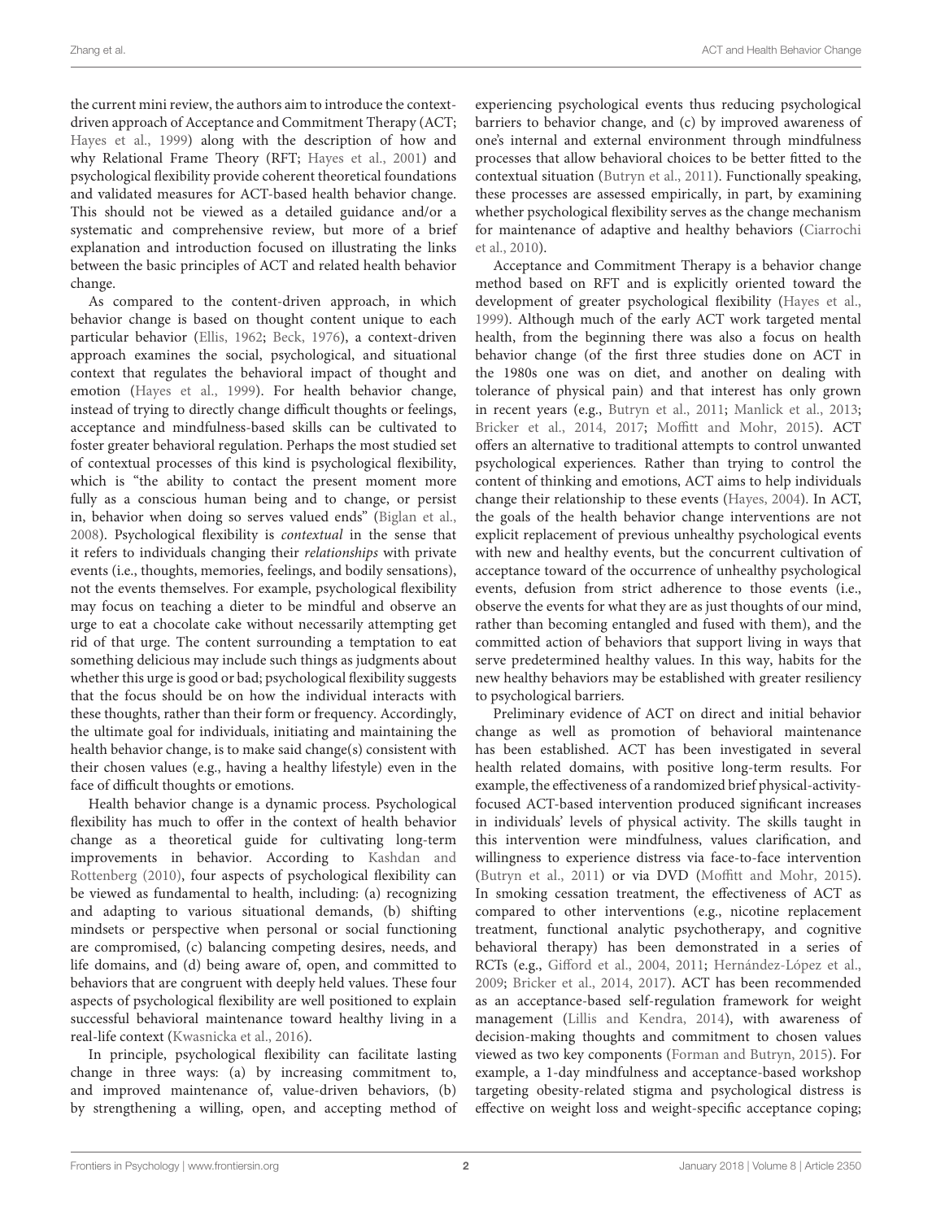the current mini review, the authors aim to introduce the context-driven approach of Acceptance and Commitment Therapy (ACT; Hayes et al., 1999) along with the description of how and why Relational Frame Theory (RFT; Hayes et al., 2001) and psychological flexibility provide coherent theoretical foundations and validated measures for ACT-based health behavior change. This should not be viewed as a detailed guidance and/or a systematic and comprehensive review, but more of a brief explanation and introduction focused on illustrating the links between the basic principles of ACT and related health behavior change.

As compared to the content-driven approach, in which behavior change is based on thought content unique to each particular behavior (Ellis, 1962; Beck, 1976), a context-driven approach examines the social, psychological, and situational context that regulates the behavioral impact of thought and emotion (Hayes et al., 1999). For health behavior change, instead of trying to directly change difficult thoughts or feelings, acceptance and mindfulness-based skills can be cultivated to foster greater behavioral regulation. Perhaps the most studied set of contextual processes of this kind is psychological flexibility, which is "the ability to contact the present moment more fully as a conscious human being and to change, or persist in, behavior when doing so serves valued ends" (Biglan et al., 2008). Psychological flexibility is *contextual* in the sense that it refers to individuals changing their *relationships* with private events (i.e., thoughts, memories, feelings, and bodily sensations), not the events themselves. For example, psychological flexibility may focus on teaching a dieter to be mindful and observe an urge to eat a chocolate cake without necessarily attempting get rid of that urge. The content surrounding a temptation to eat something delicious may include such things as judgments about whether this urge is good or bad; psychological flexibility suggests that the focus should be on how the individual interacts with these thoughts, rather than their form or frequency. Accordingly, the ultimate goal for individuals, initiating and maintaining the health behavior change, is to make said change(s) consistent with their chosen values (e.g., having a healthy lifestyle) even in the face of difficult thoughts or emotions.

Health behavior change is a dynamic process. Psychological flexibility has much to offer in the context of health behavior change as a theoretical guide for cultivating long-term improvements in behavior. According to Kashdan and Rottenberg (2010), four aspects of psychological flexibility can be viewed as fundamental to health, including: (a) recognizing and adapting to various situational demands, (b) shifting mindsets or perspective when personal or social functioning are compromised, (c) balancing competing desires, needs, and life domains, and (d) being aware of, open, and committed to behaviors that are congruent with deeply held values. These four aspects of psychological flexibility are well positioned to explain successful behavioral maintenance toward healthy living in a real-life context (Kwasnicka et al., 2016).

In principle, psychological flexibility can facilitate lasting change in three ways: (a) by increasing commitment to, and improved maintenance of, value-driven behaviors, (b) by strengthening a willing, open, and accepting method of experiencing psychological events thus reducing psychological barriers to behavior change, and (c) by improved awareness of one's internal and external environment through mindfulness processes that allow behavioral choices to be better fitted to the contextual situation (Butryn et al., 2011). Functionally speaking, these processes are assessed empirically, in part, by examining whether psychological flexibility serves as the change mechanism for maintenance of adaptive and healthy behaviors (Ciarrochi et al., 2010).

Acceptance and Commitment Therapy is a behavior change method based on RFT and is explicitly oriented toward the development of greater psychological flexibility (Hayes et al., 1999). Although much of the early ACT work targeted mental health, from the beginning there was also a focus on health behavior change (of the first three studies done on ACT in the 1980s one was on diet, and another on dealing with tolerance of physical pain) and that interest has only grown in recent years (e.g., Butryn et al., 2011; Manlick et al., 2013; Bricker et al., 2014, 2017; Moffitt and Mohr, 2015). ACT offers an alternative to traditional attempts to control unwanted psychological experiences. Rather than trying to control the content of thinking and emotions, ACT aims to help individuals change their relationship to these events (Hayes, 2004). In ACT, the goals of the health behavior change interventions are not explicit replacement of previous unhealthy psychological events with new and healthy events, but the concurrent cultivation of acceptance toward of the occurrence of unhealthy psychological events, defusion from strict adherence to those events (i.e., observe the events for what they are as just thoughts of our mind, rather than becoming entangled and fused with them), and the committed action of behaviors that support living in ways that serve predetermined healthy values. In this way, habits for the new healthy behaviors may be established with greater resiliency to psychological barriers.

Preliminary evidence of ACT on direct and initial behavior change as well as promotion of behavioral maintenance has been established. ACT has been investigated in several health related domains, with positive long-term results. For example, the effectiveness of a randomized brief physical-activity-focused ACT-based intervention produced significant increases in individuals' levels of physical activity. The skills taught in this intervention were mindfulness, values clarification, and willingness to experience distress via face-to-face intervention (Butryn et al., 2011) or via DVD (Moffitt and Mohr, 2015). In smoking cessation treatment, the effectiveness of ACT as compared to other interventions (e.g., nicotine replacement treatment, functional analytic psychotherapy, and cognitive behavioral therapy) has been demonstrated in a series of RCTs (e.g., Gifford et al., 2004, 2011; Hernández-López et al., 2009; Bricker et al., 2014, 2017). ACT has been recommended as an acceptance-based self-regulation framework for weight management (Lillis and Kendra, 2014), with awareness of decision-making thoughts and commitment to chosen values viewed as two key components (Forman and Butryn, 2015). For example, a 1-day mindfulness and acceptance-based workshop targeting obesity-related stigma and psychological distress is effective on weight loss and weight-specific acceptance coping;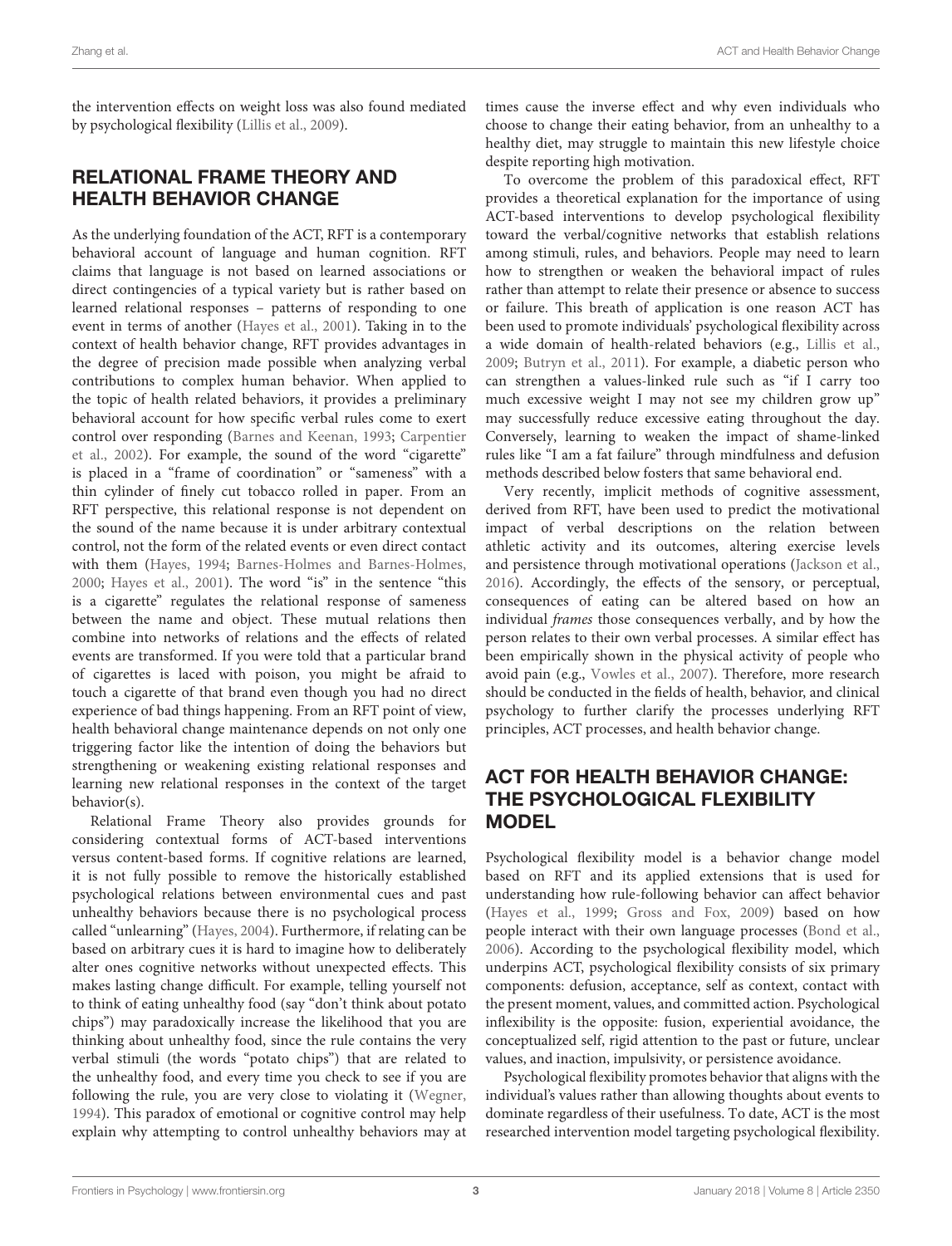the intervention effects on weight loss was also found mediated by psychological flexibility (Lillis et al., 2009).

## RELATIONAL FRAME THEORY AND HEALTH BEHAVIOR CHANGE

As the underlying foundation of the ACT, RFT is a contemporary behavioral account of language and human cognition. RFT claims that language is not based on learned associations or direct contingencies of a typical variety but is rather based on learned relational responses – patterns of responding to one event in terms of another (Hayes et al., 2001). Taking in to the context of health behavior change, RFT provides advantages in the degree of precision made possible when analyzing verbal contributions to complex human behavior. When applied to the topic of health related behaviors, it provides a preliminary behavioral account for how specific verbal rules come to exert control over responding (Barnes and Keenan, 1993; Carpentier et al., 2002). For example, the sound of the word "cigarette" is placed in a "frame of coordination" or "sameness" with a thin cylinder of finely cut tobacco rolled in paper. From an RFT perspective, this relational response is not dependent on the sound of the name because it is under arbitrary contextual control, not the form of the related events or even direct contact with them (Hayes, 1994; Barnes-Holmes and Barnes-Holmes, 2000; Hayes et al., 2001). The word "is" in the sentence "this is a cigarette" regulates the relational response of sameness between the name and object. These mutual relations then combine into networks of relations and the effects of related events are transformed. If you were told that a particular brand of cigarettes is laced with poison, you might be afraid to touch a cigarette of that brand even though you had no direct experience of bad things happening. From an RFT point of view, health behavioral change maintenance depends on not only one triggering factor like the intention of doing the behaviors but strengthening or weakening existing relational responses and learning new relational responses in the context of the target behavior(s).

Relational Frame Theory also provides grounds for considering contextual forms of ACT-based interventions versus content-based forms. If cognitive relations are learned, it is not fully possible to remove the historically established psychological relations between environmental cues and past unhealthy behaviors because there is no psychological process called "unlearning" (Hayes, 2004). Furthermore, if relating can be based on arbitrary cues it is hard to imagine how to deliberately alter ones cognitive networks without unexpected effects. This makes lasting change difficult. For example, telling yourself not to think of eating unhealthy food (say "don't think about potato chips") may paradoxically increase the likelihood that you are thinking about unhealthy food, since the rule contains the very verbal stimuli (the words "potato chips") that are related to the unhealthy food, and every time you check to see if you are following the rule, you are very close to violating it (Wegner, 1994). This paradox of emotional or cognitive control may help explain why attempting to control unhealthy behaviors may at times cause the inverse effect and why even individuals who choose to change their eating behavior, from an unhealthy to a healthy diet, may struggle to maintain this new lifestyle choice despite reporting high motivation.

To overcome the problem of this paradoxical effect, RFT provides a theoretical explanation for the importance of using ACT-based interventions to develop psychological flexibility toward the verbal/cognitive networks that establish relations among stimuli, rules, and behaviors. People may need to learn how to strengthen or weaken the behavioral impact of rules rather than attempt to relate their presence or absence to success or failure. This breath of application is one reason ACT has been used to promote individuals' psychological flexibility across a wide domain of health-related behaviors (e.g., Lillis et al., 2009; Butryn et al., 2011). For example, a diabetic person who can strengthen a values-linked rule such as "if I carry too much excessive weight I may not see my children grow up" may successfully reduce excessive eating throughout the day. Conversely, learning to weaken the impact of shame-linked rules like "I am a fat failure" through mindfulness and defusion methods described below fosters that same behavioral end.

Very recently, implicit methods of cognitive assessment, derived from RFT, have been used to predict the motivational impact of verbal descriptions on the relation between athletic activity and its outcomes, altering exercise levels and persistence through motivational operations (Jackson et al., 2016). Accordingly, the effects of the sensory, or perceptual, consequences of eating can be altered based on how an individual *frames* those consequences verbally, and by how the person relates to their own verbal processes. A similar effect has been empirically shown in the physical activity of people who avoid pain (e.g., Vowles et al., 2007). Therefore, more research should be conducted in the fields of health, behavior, and clinical psychology to further clarify the processes underlying RFT principles, ACT processes, and health behavior change.

## ACT FOR HEALTH BEHAVIOR CHANGE: THE PSYCHOLOGICAL FLEXIBILITY MODEL

Psychological flexibility model is a behavior change model based on RFT and its applied extensions that is used for understanding how rule-following behavior can affect behavior (Hayes et al., 1999; Gross and Fox, 2009) based on how people interact with their own language processes (Bond et al., 2006). According to the psychological flexibility model, which underpins ACT, psychological flexibility consists of six primary components: defusion, acceptance, self as context, contact with the present moment, values, and committed action. Psychological inflexibility is the opposite: fusion, experiential avoidance, the conceptualized self, rigid attention to the past or future, unclear values, and inaction, impulsivity, or persistence avoidance.

Psychological flexibility promotes behavior that aligns with the individual's values rather than allowing thoughts about events to dominate regardless of their usefulness. To date, ACT is the most researched intervention model targeting psychological flexibility.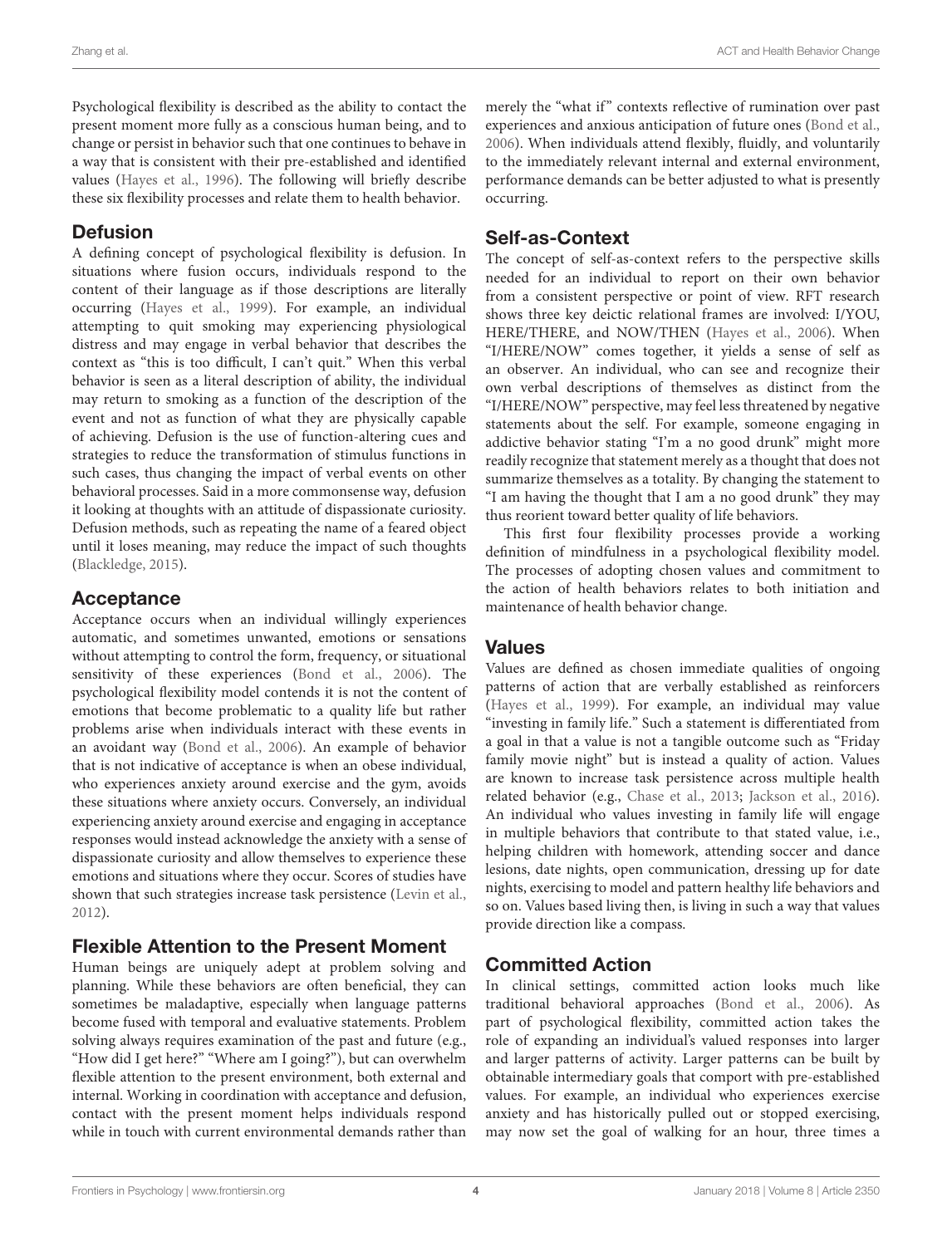Psychological flexibility is described as the ability to contact the present moment more fully as a conscious human being, and to change or persist in behavior such that one continues to behave in a way that is consistent with their pre-established and identified values (Hayes et al., 1996). The following will briefly describe these six flexibility processes and relate them to health behavior.

## Defusion

A defining concept of psychological flexibility is defusion. In situations where fusion occurs, individuals respond to the content of their language as if those descriptions are literally occurring (Hayes et al., 1999). For example, an individual attempting to quit smoking may experiencing physiological distress and may engage in verbal behavior that describes the context as "this is too difficult, I can't quit." When this verbal behavior is seen as a literal description of ability, the individual may return to smoking as a function of the description of the event and not as function of what they are physically capable of achieving. Defusion is the use of function-altering cues and strategies to reduce the transformation of stimulus functions in such cases, thus changing the impact of verbal events on other behavioral processes. Said in a more commonsense way, defusion it looking at thoughts with an attitude of dispassionate curiosity. Defusion methods, such as repeating the name of a feared object until it loses meaning, may reduce the impact of such thoughts (Blackledge, 2015).

## Acceptance

Acceptance occurs when an individual willingly experiences automatic, and sometimes unwanted, emotions or sensations without attempting to control the form, frequency, or situational sensitivity of these experiences (Bond et al., 2006). The psychological flexibility model contends it is not the content of emotions that become problematic to a quality life but rather problems arise when individuals interact with these events in an avoidant way (Bond et al., 2006). An example of behavior that is not indicative of acceptance is when an obese individual, who experiences anxiety around exercise and the gym, avoids these situations where anxiety occurs. Conversely, an individual experiencing anxiety around exercise and engaging in acceptance responses would instead acknowledge the anxiety with a sense of dispassionate curiosity and allow themselves to experience these emotions and situations where they occur. Scores of studies have shown that such strategies increase task persistence (Levin et al., 2012).

## Flexible Attention to the Present Moment

Human beings are uniquely adept at problem solving and planning. While these behaviors are often beneficial, they can sometimes be maladaptive, especially when language patterns become fused with temporal and evaluative statements. Problem solving always requires examination of the past and future (e.g., "How did I get here?" "Where am I going?"), but can overwhelm flexible attention to the present environment, both external and internal. Working in coordination with acceptance and defusion, contact with the present moment helps individuals respond while in touch with current environmental demands rather than merely the "what if" contexts reflective of rumination over past experiences and anxious anticipation of future ones (Bond et al., 2006). When individuals attend flexibly, fluidly, and voluntarily to the immediately relevant internal and external environment, performance demands can be better adjusted to what is presently occurring.

## Self-as-Context

The concept of self-as-context refers to the perspective skills needed for an individual to report on their own behavior from a consistent perspective or point of view. RFT research shows three key deictic relational frames are involved: I/YOU, HERE/THERE, and NOW/THEN (Hayes et al., 2006). When "I/HERE/NOW" comes together, it yields a sense of self as an observer. An individual, who can see and recognize their own verbal descriptions of themselves as distinct from the "I/HERE/NOW" perspective, may feel less threatened by negative statements about the self. For example, someone engaging in addictive behavior stating "I'm a no good drunk" might more readily recognize that statement merely as a thought that does not summarize themselves as a totality. By changing the statement to "I am having the thought that I am a no good drunk" they may thus reorient toward better quality of life behaviors.

This first four flexibility processes provide a working definition of mindfulness in a psychological flexibility model. The processes of adopting chosen values and commitment to the action of health behaviors relates to both initiation and maintenance of health behavior change.

## Values

Values are defined as chosen immediate qualities of ongoing patterns of action that are verbally established as reinforcers (Hayes et al., 1999). For example, an individual may value "investing in family life." Such a statement is differentiated from a goal in that a value is not a tangible outcome such as "Friday family movie night" but is instead a quality of action. Values are known to increase task persistence across multiple health related behavior (e.g., Chase et al., 2013; Jackson et al., 2016). An individual who values investing in family life will engage in multiple behaviors that contribute to that stated value, i.e., helping children with homework, attending soccer and dance lesions, date nights, open communication, dressing up for date nights, exercising to model and pattern healthy life behaviors and so on. Values based living then, is living in such a way that values provide direction like a compass.

## Committed Action

In clinical settings, committed action looks much like traditional behavioral approaches (Bond et al., 2006). As part of psychological flexibility, committed action takes the role of expanding an individual's valued responses into larger and larger patterns of activity. Larger patterns can be built by obtainable intermediary goals that comport with pre-established values. For example, an individual who experiences exercise anxiety and has historically pulled out or stopped exercising, may now set the goal of walking for an hour, three times a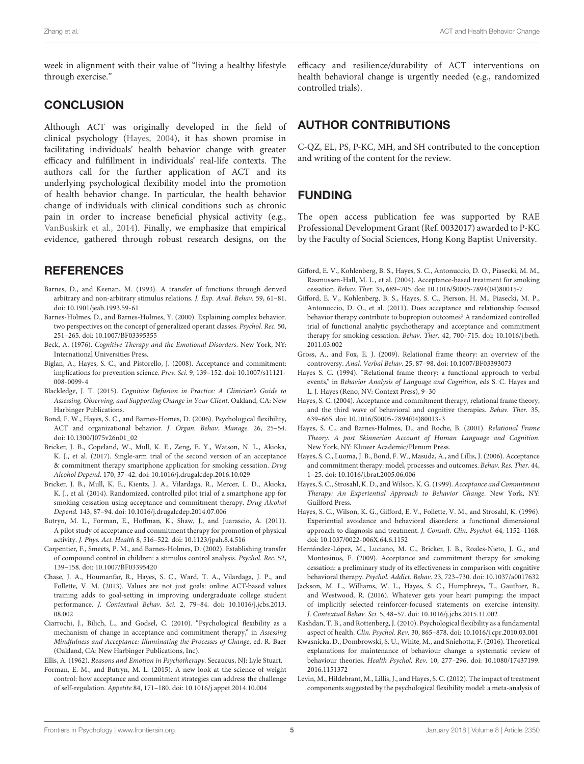week in alignment with their value of "living a healthy lifestyle through exercise."

## CONCLUSION

Although ACT was originally developed in the field of clinical psychology (Hayes, 2004), it has shown promise in facilitating individuals' health behavior change with greater efficacy and fulfillment in individuals' real-life contexts. The authors call for the further application of ACT and its underlying psychological flexibility model into the promotion of health behavior change. In particular, the health behavior change of individuals with clinical conditions such as chronic pain in order to increase beneficial physical activity (e.g., VanBuskirk et al., 2014). Finally, we emphasize that empirical evidence, gathered through robust research designs, on the efficacy and resilience/durability of ACT interventions on health behavioral change is urgently needed (e.g., randomized controlled trials).

## AUTHOR CONTRIBUTIONS

C-QZ, EL, PS, P-KC, MH, and SH contributed to the conception and writing of the content for the review.

## FUNDING

The open access publication fee was supported by RAE Professional Development Grant (Ref. 0032017) awarded to P-KC by the Faculty of Social Sciences, Hong Kong Baptist University.

## REFERENCES

Barnes, D., and Keenan, M. (1993). A transfer of functions through derived arbitrary and non-arbitrary stimulus relations. *J. Exp. Anal. Behav.* 59, 61–81. doi: 10.1901/jeab.1993.59-61

Barnes-Holmes, D., and Barnes-Holmes, Y. (2000). Explaining complex behavior. two perspectives on the concept of generalized operant classes. *Psychol. Rec.* 50, 251–265. doi: 10.1007/BF03395355

Beck, A. (1976). *Cognitive Therapy and the Emotional Disorders*. New York, NY: International Universities Press.

Biglan, A., Hayes, S. C., and Pistorello, J. (2008). Acceptance and commitment: implications for prevention science. *Prev. Sci.* 9, 139–152. doi: 10.1007/s11121-008-0099-4

Blackledge, J. T. (2015). *Cognitive Defusion in Practice: A Clinician's Guide to Assessing, Observing, and Supporting Change in Your Client*. Oakland, CA: New Harbinger Publications.

Bond, F. W., Hayes, S. C., and Barnes-Homes, D. (2006). Psychological flexibility, ACT and organizational behavior. *J. Organ. Behav. Manage.* 26, 25–54. doi: 10.1300/J075v26n01_02

Bricker, J. B., Copeland, W., Mull, K. E., Zeng, E. Y., Watson, N. L., Akioka, K. J., et al. (2017). Single-arm trial of the second version of an acceptance & commitment therapy smartphone application for smoking cessation. *Drug Alcohol Depend.* 170, 37–42. doi: 10.1016/j.drugalcdep.2016.10.029

Bricker, J. B., Mull, K. E., Kientz, J. A., Vilardaga, R., Mercer, L. D., Akioka, K. J., et al. (2014). Randomized, controlled pilot trial of a smartphone app for smoking cessation using acceptance and commitment therapy. *Drug Alcohol Depend.* 143, 87–94. doi: 10.1016/j.drugalcdep.2014.07.006

Butryn, M. L., Forman, E., Hoffman, K., Shaw, J., and Juarascio, A. (2011). A pilot study of acceptance and commitment therapy for promotion of physical activity. *J. Phys. Act. Health* 8, 516–522. doi: 10.1123/jpah.8.4.516

Carpentier, F., Smeets, P. M., and Barnes-Holmes, D. (2002). Establishing transfer of compound control in children: a stimulus control analysis. *Psychol. Rec.* 52, 139–158. doi: 10.1007/BF03395420

Chase, J. A., Houmanfar, R., Hayes, S. C., Ward, T. A., Vilardaga, J. P., and Follette, V. M. (2013). Values are not just goals: online ACT-based values training adds to goal-setting in improving undergraduate college student performance. *J. Contextual Behav. Sci.* 2, 79–84. doi: 10.1016/j.jcbs.2013.08.002

Ciarrochi, J., Bilich, L., and Godsel, C. (2010). "Psychological flexibility as a mechanism of change in acceptance and commitment therapy," in *Assessing Mindfulness and Acceptance: Illuminating the Processes of Change*, ed. R. Baer (Oakland, CA: New Harbinger Publications, Inc).

Ellis, A. (1962). *Reasons and Emotion in Psychotherapy*. Secaucus, NJ: Lyle Stuart.

Forman, E. M., and Butryn, M. L. (2015). A new look at the science of weight control: how acceptance and commitment strategies can address the challenge of self-regulation. *Appetite* 84, 171–180. doi: 10.1016/j.appet.2014.10.004

Gifford, E. V., Kohlenberg, B. S., Hayes, S. C., Antonuccio, D. O., Piasecki, M. M., Rasmussen-Hall, M. L., et al. (2004). Acceptance-based treatment for smoking cessation. *Behav. Ther.* 35, 689–705. doi: 10.1016/S0005-7894(04)80015-7

Gifford, E. V., Kohlenberg, B. S., Hayes, S. C., Pierson, H. M., Piasecki, M. P., Antonuccio, D. O., et al. (2011). Does acceptance and relationship focused behavior therapy contribute to bupropion outcomes? A randomized controlled trial of functional analytic psychotherapy and acceptance and commitment therapy for smoking cessation. *Behav. Ther.* 42, 700–715. doi: 10.1016/j.beth.2011.03.002

Gross, A., and Fox, E. J. (2009). Relational frame theory: an overview of the controversy. *Anal. Verbal Behav.* 25, 87–98. doi: 10.1007/BF03393073

Hayes S. C. (1994). "Relational frame theory: a functional approach to verbal events," in *Behavior Analysis of Language and Cognition*, eds S. C. Hayes and L. J. Hayes (Reno, NV: Context Press), 9–30

Hayes, S. C. (2004). Acceptance and commitment therapy, relational frame theory, and the third wave of behavioral and cognitive therapies. *Behav. Ther.* 35, 639–665. doi: 10.1016/S0005-7894(04)80013-3

Hayes, S. C., and Barnes-Holmes, D., and Roche, B. (2001). *Relational Frame Theory. A post Skinnerian Account of Human Language and Cognition*. New York, NY: Kluwer Academic/Plenum Press.

Hayes, S. C., Luoma, J. B., Bond, F. W., Masuda, A., and Lillis, J. (2006). Acceptance and commitment therapy: model, processes and outcomes. *Behav. Res. Ther.* 44, 1–25. doi: 10.1016/j.brat.2005.06.006

Hayes, S. C., Strosahl, K. D., and Wilson, K. G. (1999). *Acceptance and Commitment Therapy: An Experiential Approach to Behavior Change*. New York, NY: Guilford Press.

Hayes, S. C., Wilson, K. G., Gifford, E. V., Follette, V. M., and Strosahl, K. (1996). Experiential avoidance and behavioral disorders: a functional dimensional approach to diagnosis and treatment. *J. Consult. Clin. Psychol.* 64, 1152–1168. doi: 10.1037/0022-006X.64.6.1152

Hernández-López, M., Luciano, M. C., Bricker, J. B., Roales-Nieto, J. G., and Montesinos, F. (2009). Acceptance and commitment therapy for smoking cessation: a preliminary study of its effectiveness in comparison with cognitive behavioral therapy. *Psychol. Addict. Behav.* 23, 723–730. doi: 10.1037/a0017632

Jackson, M. L., Williams, W. L., Hayes, S. C., Humphreys, T., Gauthier, B., and Westwood, R. (2016). Whatever gets your heart pumping: the impact of implicitly selected reinforcer-focused statements on exercise intensity. *J. Contextual Behav. Sci.* 5, 48–57. doi: 10.1016/j.jcbs.2015.11.002

Kashdan, T. B., and Rottenberg, J. (2010). Psychological flexibility as a fundamental aspect of health. *Clin. Psychol. Rev.* 30, 865–878. doi: 10.1016/j.cpr.2010.03.001

Kwasnicka, D., Dombrowski, S. U., White, M., and Sniehotta, F. (2016). Theoretical explanations for maintenance of behaviour change: a systematic review of behaviour theories. *Health Psychol. Rev.* 10, 277–296. doi: 10.1080/17437199.2016.1151372

Levin, M., Hildebrant, M., Lillis, J., and Hayes, S. C. (2012). The impact of treatment components suggested by the psychological flexibility model: a meta-analysis of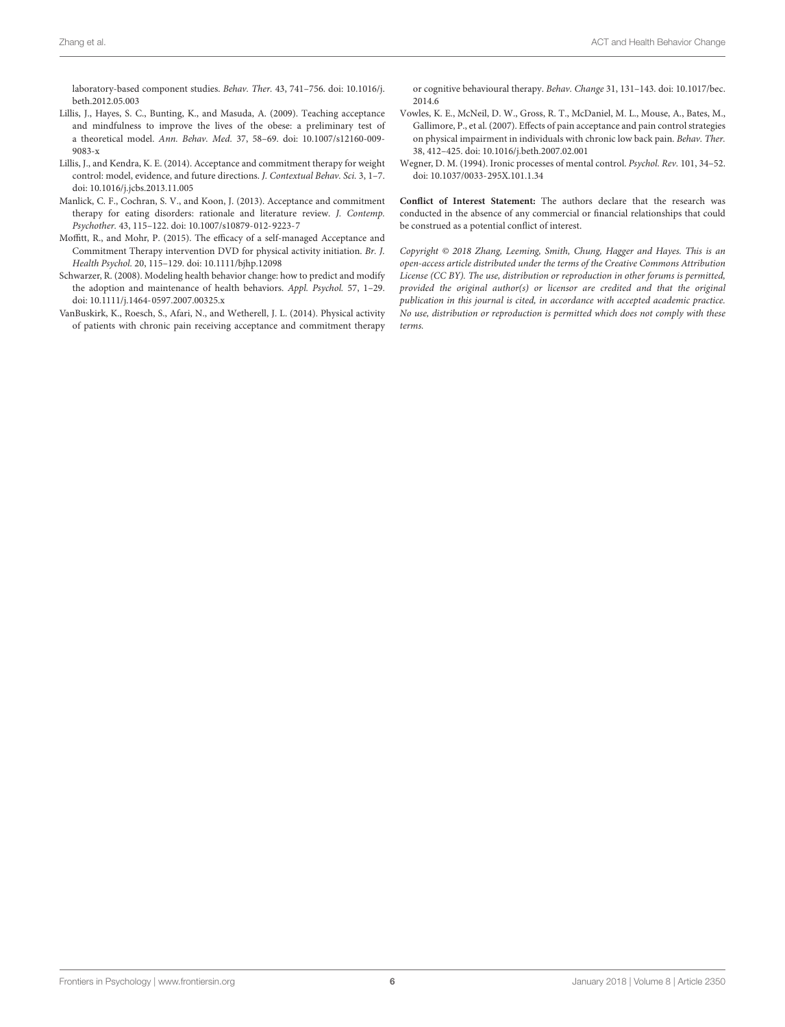laboratory-based component studies. *Behav. Ther.* 43, 741–756. doi: 10.1016/j.beth.2012.05.003

Lillis, J., Hayes, S. C., Bunting, K., and Masuda, A. (2009). Teaching acceptance and mindfulness to improve the lives of the obese: a preliminary test of a theoretical model. *Ann. Behav. Med.* 37, 58–69. doi: 10.1007/s12160-009-9083-x

Lillis, J., and Kendra, K. E. (2014). Acceptance and commitment therapy for weight control: model, evidence, and future directions. *J. Contextual Behav. Sci.* 3, 1–7. doi: 10.1016/j.jcbs.2013.11.005

Manlick, C. F., Cochran, S. V., and Koon, J. (2013). Acceptance and commitment therapy for eating disorders: rationale and literature review. *J. Contemp. Psychother.* 43, 115–122. doi: 10.1007/s10879-012-9223-7

Moffitt, R., and Mohr, P. (2015). The efficacy of a self-managed Acceptance and Commitment Therapy intervention DVD for physical activity initiation. *Br. J. Health Psychol.* 20, 115–129. doi: 10.1111/bjhp.12098

Schwarzer, R. (2008). Modeling health behavior change: how to predict and modify the adoption and maintenance of health behaviors. *Appl. Psychol.* 57, 1–29. doi: 10.1111/j.1464-0597.2007.00325.x

VanBuskirk, K., Roesch, S., Afari, N., and Wetherell, J. L. (2014). Physical activity of patients with chronic pain receiving acceptance and commitment therapy or cognitive behavioural therapy. *Behav. Change* 31, 131–143. doi: 10.1017/bec.2014.6

Vowles, K. E., McNeil, D. W., Gross, R. T., McDaniel, M. L., Mouse, A., Bates, M., Gallimore, P., et al. (2007). Effects of pain acceptance and pain control strategies on physical impairment in individuals with chronic low back pain. *Behav. Ther.* 38, 412–425. doi: 10.1016/j.beth.2007.02.001

Wegner, D. M. (1994). Ironic processes of mental control. *Psychol. Rev.* 101, 34–52. doi: 10.1037/0033-295X.101.1.34

**Conflict of Interest Statement:** The authors declare that the research was conducted in the absence of any commercial or financial relationships that could be construed as a potential conflict of interest.

*Copyright © 2018 Zhang, Leeming, Smith, Chung, Hagger and Hayes. This is an open-access article distributed under the terms of the Creative Commons Attribution License (CC BY). The use, distribution or reproduction in other forums is permitted, provided the original author(s) or licensor are credited and that the original publication in this journal is cited, in accordance with accepted academic practice. No use, distribution or reproduction is permitted which does not comply with these terms.*